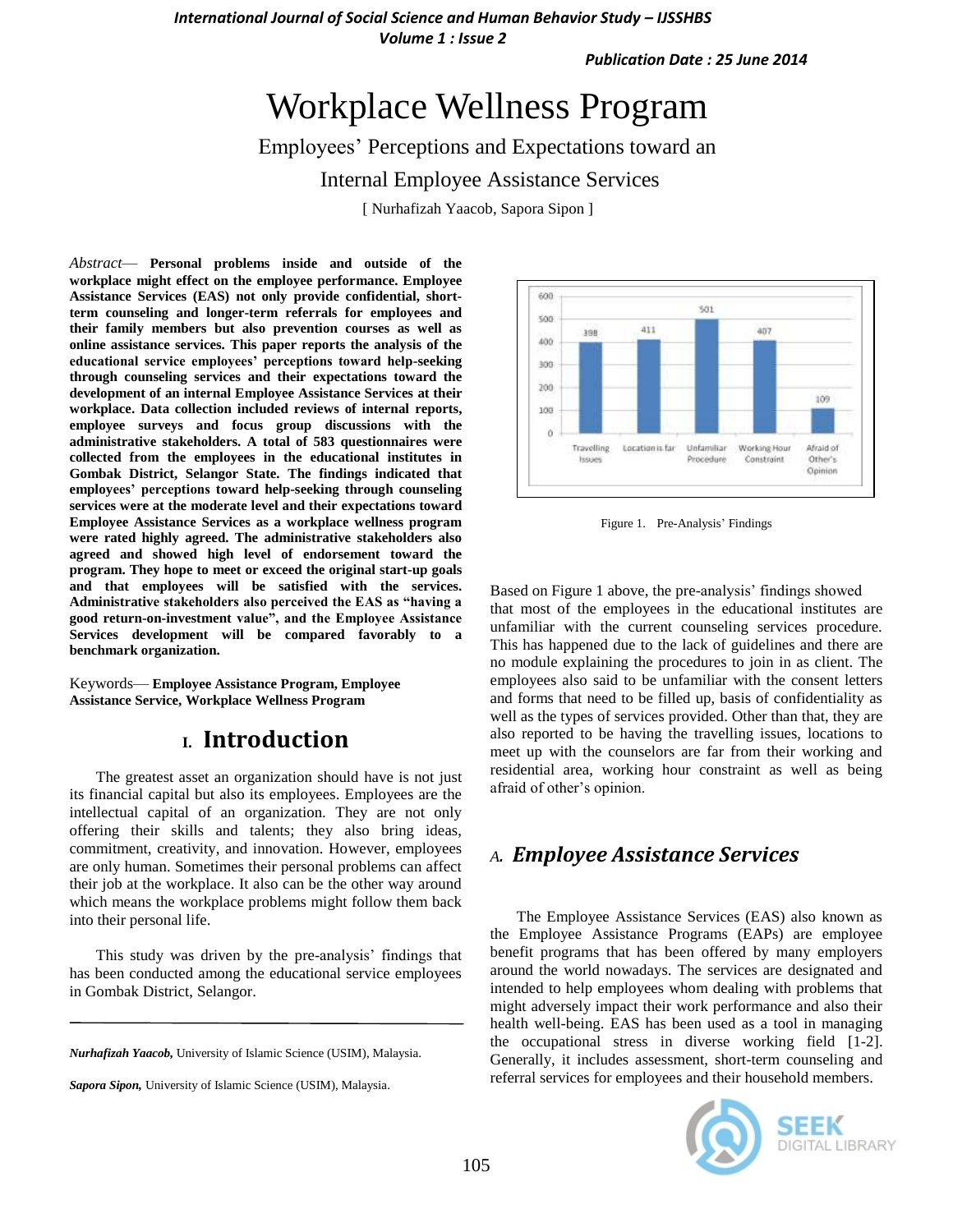# Workplace Wellness Program

## Employees' Perceptions and Expectations toward an Internal Employee Assistance Services

[ Nurhafizah Yaacob, Sapora Sipon ]

*Abstract*— **Personal problems inside and outside of the workplace might effect on the employee performance. Employee Assistance Services (EAS) not only provide confidential, short-term counseling and longer-term referrals for employees and their family members but also prevention courses as well as online assistance services. This paper reports the analysis of the educational service employees' perceptions toward help-seeking through counseling services and their expectations toward the development of an internal Employee Assistance Services at their workplace. Data collection included reviews of internal reports, employee surveys and focus group discussions with the administrative stakeholders. A total of 583 questionnaires were collected from the employees in the educational institutes in Gombak District, Selangor State. The findings indicated that employees' perceptions toward help-seeking through counseling services were at the moderate level and their expectations toward Employee Assistance Services as a workplace wellness program were rated highly agreed. The administrative stakeholders also agreed and showed high level of endorsement toward the program. They hope to meet or exceed the original start-up goals and that employees will be satisfied with the services. Administrative stakeholders also perceived the EAS as "having a good return-on-investment value", and the Employee Assistance Services development will be compared favorably to a benchmark organization.**

Keywords— **Employee Assistance Program, Employee Assistance Service, Workplace Wellness Program**

## I. Introduction

The greatest asset an organization should have is not just its financial capital but also its employees. Employees are the intellectual capital of an organization. They are not only offering their skills and talents; they also bring ideas, commitment, creativity, and innovation. However, employees are only human. Sometimes their personal problems can affect their job at the workplace. It also can be the other way around which means the workplace problems might follow them back into their personal life.

This study was driven by the pre-analysis' findings that has been conducted among the educational service employees in Gombak District, Selangor.

| Category | Count |
|---|---|
| Travelling Issues | 398 |
| Location is far | 411 |
| Unfamiliar Procedure | 501 |
| Working Hour Constraint | 407 |
| Afraid of Other's Opinion | 109 |

Figure 1. Pre-Analysis' Findings

Based on Figure 1 above, the pre-analysis' findings showed that most of the employees in the educational institutes are unfamiliar with the current counseling services procedure. This has happened due to the lack of guidelines and there are no module explaining the procedures to join in as client. The employees also said to be unfamiliar with the consent letters and forms that need to be filled up, basis of confidentiality as well as the types of services provided. Other than that, they are also reported to be having the travelling issues, locations to meet up with the counselors are far from their working and residential area, working hour constraint as well as being afraid of other's opinion.

### A. *Employee Assistance Services*

The Employee Assistance Services (EAS) also known as the Employee Assistance Programs (EAPs) are employee benefit programs that has been offered by many employers around the world nowadays. The services are designated and intended to help employees whom dealing with problems that might adversely impact their work performance and also their health well-being. EAS has been used as a tool in managing the occupational stress in diverse working field [1-2]. Generally, it includes assessment, short-term counseling and referral services for employees and their household members.

---

***Nurhafizah Yaacob,*** University of Islamic Science (USIM), Malaysia.

***Sapora Sipon,*** University of Islamic Science (USIM), Malaysia.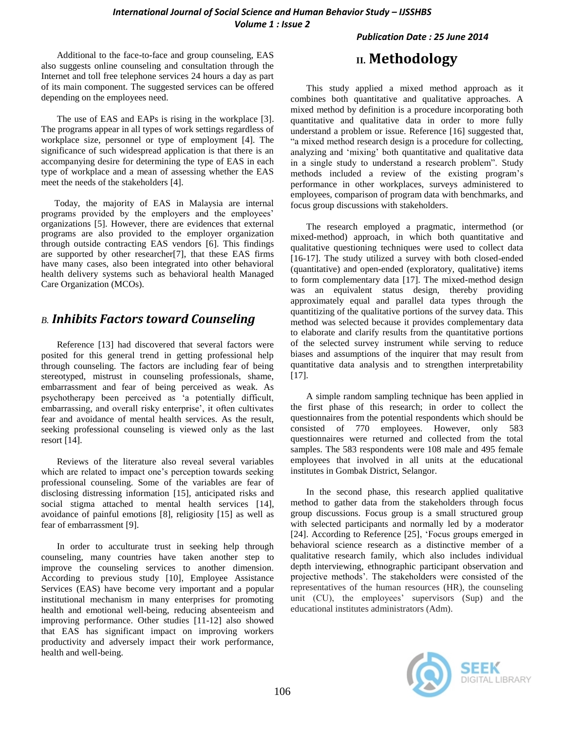Additional to the face-to-face and group counseling, EAS also suggests online counseling and consultation through the Internet and toll free telephone services 24 hours a day as part of its main component. The suggested services can be offered depending on the employees need.

The use of EAS and EAPs is rising in the workplace [3]. The programs appear in all types of work settings regardless of workplace size, personnel or type of employment [4]. The significance of such widespread application is that there is an accompanying desire for determining the type of EAS in each type of workplace and a mean of assessing whether the EAS meet the needs of the stakeholders [4].

Today, the majority of EAS in Malaysia are internal programs provided by the employers and the employees' organizations [5]. However, there are evidences that external programs are also provided to the employer organization through outside contracting EAS vendors [6]. This findings are supported by other researcher[7], that these EAS firms have many cases, also been integrated into other behavioral health delivery systems such as behavioral health Managed Care Organization (MCOs).

### *B. Inhibits Factors toward Counseling*

Reference [13] had discovered that several factors were posited for this general trend in getting professional help through counseling. The factors are including fear of being stereotyped, mistrust in counseling professionals, shame, embarrassment and fear of being perceived as weak. As psychotherapy been perceived as 'a potentially difficult, embarrassing, and overall risky enterprise', it often cultivates fear and avoidance of mental health services. As the result, seeking professional counseling is viewed only as the last resort [14].

Reviews of the literature also reveal several variables which are related to impact one's perception towards seeking professional counseling. Some of the variables are fear of disclosing distressing information [15], anticipated risks and social stigma attached to mental health services [14], avoidance of painful emotions [8], religiosity [15] as well as fear of embarrassment [9].

In order to acculturate trust in seeking help through counseling, many countries have taken another step to improve the counseling services to another dimension. According to previous study [10], Employee Assistance Services (EAS) have become very important and a popular institutional mechanism in many enterprises for promoting health and emotional well-being, reducing absenteeism and improving performance. Other studies [11-12] also showed that EAS has significant impact on improving workers productivity and adversely impact their work performance, health and well-being.

## II. Methodology

This study applied a mixed method approach as it combines both quantitative and qualitative approaches. A mixed method by definition is a procedure incorporating both quantitative and qualitative data in order to more fully understand a problem or issue. Reference [16] suggested that, "a mixed method research design is a procedure for collecting, analyzing and 'mixing' both quantitative and qualitative data in a single study to understand a research problem". Study methods included a review of the existing program's performance in other workplaces, surveys administered to employees, comparison of program data with benchmarks, and focus group discussions with stakeholders.

The research employed a pragmatic, intermethod (or mixed-method) approach, in which both quantitative and qualitative questioning techniques were used to collect data [16-17]. The study utilized a survey with both closed-ended (quantitative) and open-ended (exploratory, qualitative) items to form complementary data [17]. The mixed-method design was an equivalent status design, thereby providing approximately equal and parallel data types through the quantitizing of the qualitative portions of the survey data. This method was selected because it provides complementary data to elaborate and clarify results from the quantitative portions of the selected survey instrument while serving to reduce biases and assumptions of the inquirer that may result from quantitative data analysis and to strengthen interpretability [17].

A simple random sampling technique has been applied in the first phase of this research; in order to collect the questionnaires from the potential respondents which should be consisted of 770 employees. However, only 583 questionnaires were returned and collected from the total samples. The 583 respondents were 108 male and 495 female employees that involved in all units at the educational institutes in Gombak District, Selangor.

In the second phase, this research applied qualitative method to gather data from the stakeholders through focus group discussions. Focus group is a small structured group with selected participants and normally led by a moderator [24]. According to Reference [25], 'Focus groups emerged in behavioral science research as a distinctive member of a qualitative research family, which also includes individual depth interviewing, ethnographic participant observation and projective methods'. The stakeholders were consisted of the representatives of the human resources (HR), the counseling unit (CU), the employees' supervisors (Sup) and the educational institutes administrators (Adm).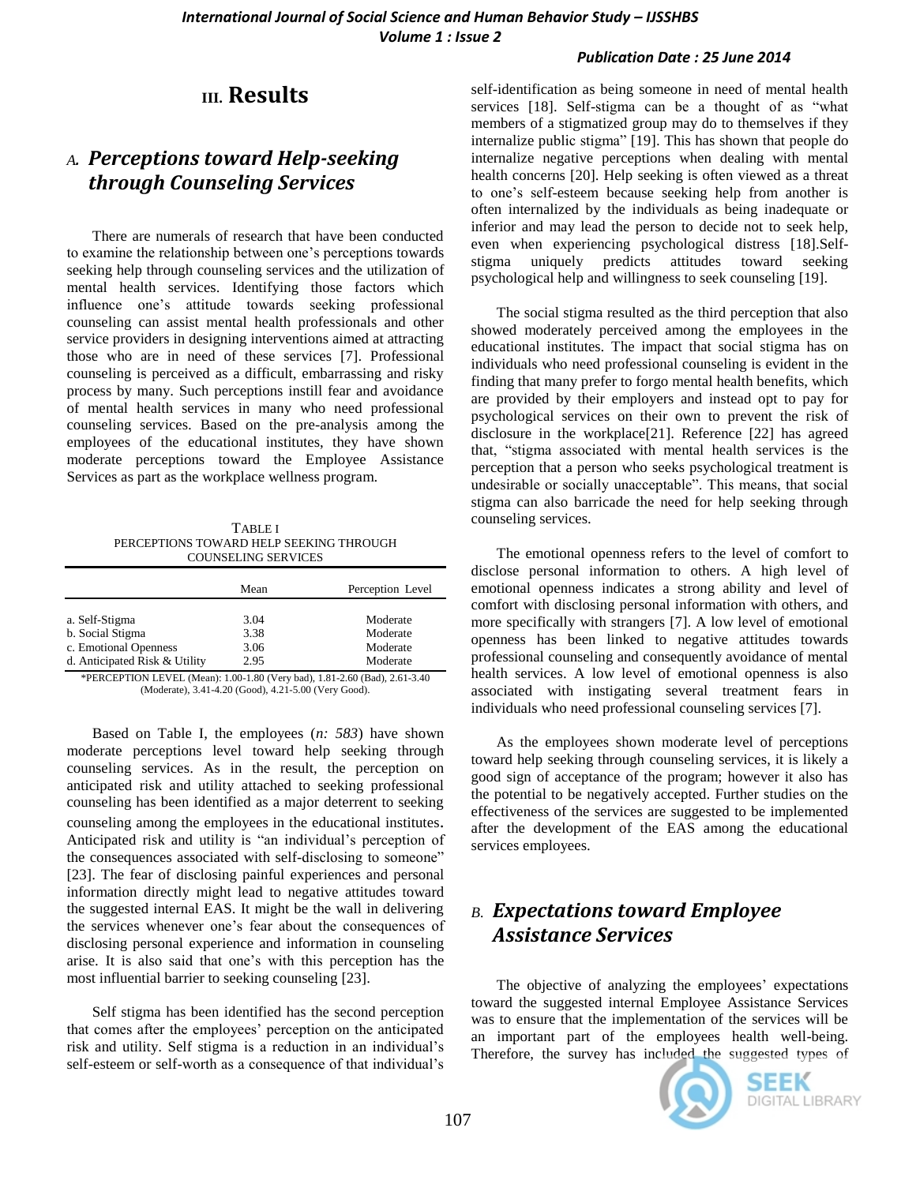## III. Results

### A. *Perceptions toward Help-seeking through Counseling Services*

There are numerals of research that have been conducted to examine the relationship between one's perceptions towards seeking help through counseling services and the utilization of mental health services. Identifying those factors which influence one's attitude towards seeking professional counseling can assist mental health professionals and other service providers in designing interventions aimed at attracting those who are in need of these services [7]. Professional counseling is perceived as a difficult, embarrassing and risky process by many. Such perceptions instill fear and avoidance of mental health services in many who need professional counseling services. Based on the pre-analysis among the employees of the educational institutes, they have shown moderate perceptions toward the Employee Assistance Services as part as the workplace wellness program.

TABLE I
PERCEPTIONS TOWARD HELP SEEKING THROUGH COUNSELING SERVICES

| | Mean | Perception Level |
|---|---|---|
| a. Self-Stigma | 3.04 | Moderate |
| b. Social Stigma | 3.38 | Moderate |
| c. Emotional Openness | 3.06 | Moderate |
| d. Anticipated Risk & Utility | 2.95 | Moderate |

*PERCEPTION LEVEL (Mean): 1.00-1.80 (Very bad), 1.81-2.60 (Bad), 2.61-3.40 (Moderate), 3.41-4.20 (Good), 4.21-5.00 (Very Good).

Based on Table I, the employees (*n: 583*) have shown moderate perceptions level toward help seeking through counseling services. As in the result, the perception on anticipated risk and utility attached to seeking professional counseling has been identified as a major deterrent to seeking counseling among the employees in the educational institutes. Anticipated risk and utility is "an individual's perception of the consequences associated with self-disclosing to someone" [23]. The fear of disclosing painful experiences and personal information directly might lead to negative attitudes toward the suggested internal EAS. It might be the wall in delivering the services whenever one's fear about the consequences of disclosing personal experience and information in counseling arise. It is also said that one's with this perception has the most influential barrier to seeking counseling [23].

Self stigma has been identified has the second perception that comes after the employees' perception on the anticipated risk and utility. Self stigma is a reduction in an individual's self-esteem or self-worth as a consequence of that individual's self-identification as being someone in need of mental health services [18]. Self-stigma can be a thought of as "what members of a stigmatized group may do to themselves if they internalize public stigma" [19]. This has shown that people do internalize negative perceptions when dealing with mental health concerns [20]. Help seeking is often viewed as a threat to one's self-esteem because seeking help from another is often internalized by the individuals as being inadequate or inferior and may lead the person to decide not to seek help, even when experiencing psychological distress [18].Self-stigma uniquely predicts attitudes toward seeking psychological help and willingness to seek counseling [19].

The social stigma resulted as the third perception that also showed moderately perceived among the employees in the educational institutes. The impact that social stigma has on individuals who need professional counseling is evident in the finding that many prefer to forgo mental health benefits, which are provided by their employers and instead opt to pay for psychological services on their own to prevent the risk of disclosure in the workplace[21]. Reference [22] has agreed that, "stigma associated with mental health services is the perception that a person who seeks psychological treatment is undesirable or socially unacceptable". This means, that social stigma can also barricade the need for help seeking through counseling services.

The emotional openness refers to the level of comfort to disclose personal information to others. A high level of emotional openness indicates a strong ability and level of comfort with disclosing personal information with others, and more specifically with strangers [7]. A low level of emotional openness has been linked to negative attitudes towards professional counseling and consequently avoidance of mental health services. A low level of emotional openness is also associated with instigating several treatment fears in individuals who need professional counseling services [7].

As the employees shown moderate level of perceptions toward help seeking through counseling services, it is likely a good sign of acceptance of the program; however it also has the potential to be negatively accepted. Further studies on the effectiveness of the services are suggested to be implemented after the development of the EAS among the educational services employees.

### B. *Expectations toward Employee Assistance Services*

The objective of analyzing the employees' expectations toward the suggested internal Employee Assistance Services was to ensure that the implementation of the services will be an important part of the employees health well-being. Therefore, the survey has included the suggested types of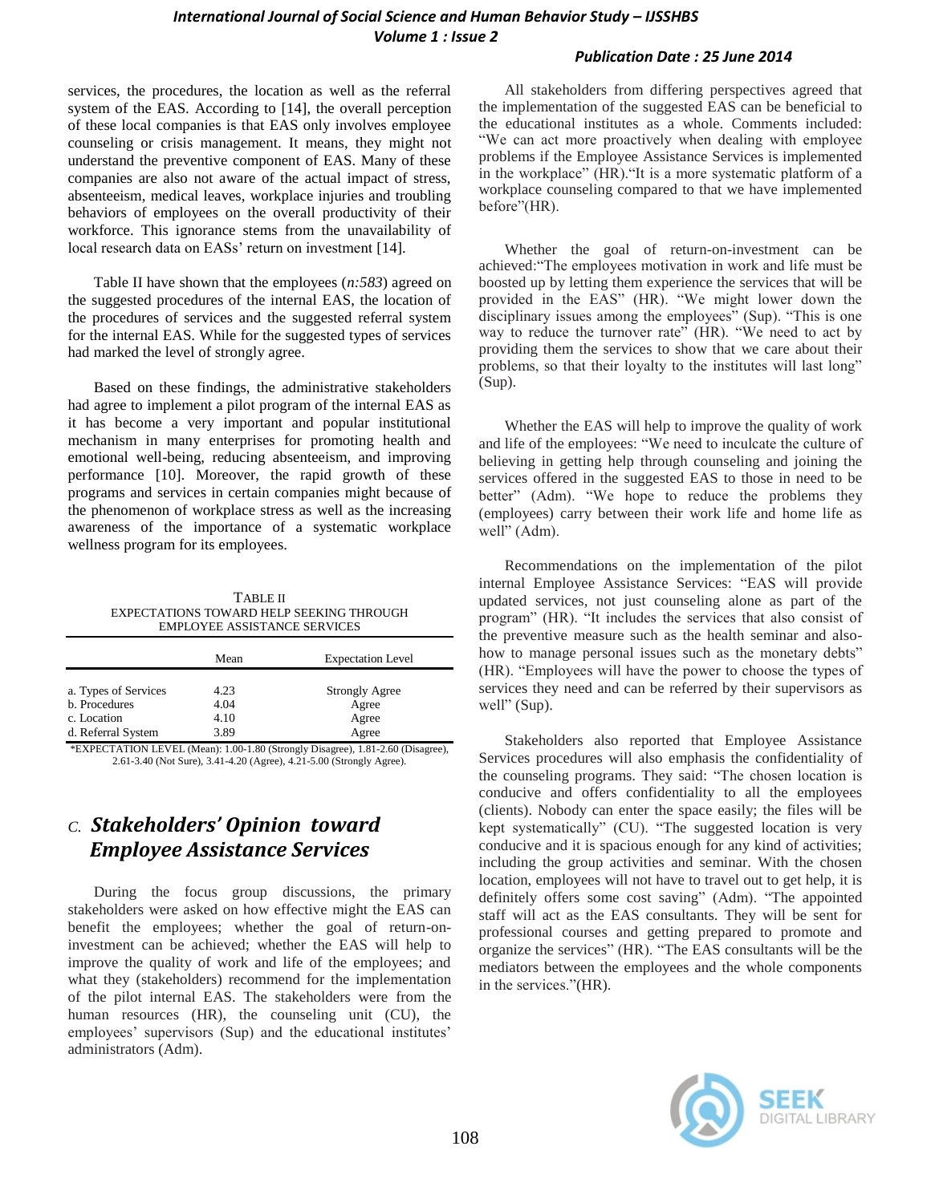services, the procedures, the location as well as the referral system of the EAS. According to [14], the overall perception of these local companies is that EAS only involves employee counseling or crisis management. It means, they might not understand the preventive component of EAS. Many of these companies are also not aware of the actual impact of stress, absenteeism, medical leaves, workplace injuries and troubling behaviors of employees on the overall productivity of their workforce. This ignorance stems from the unavailability of local research data on EASs' return on investment [14].

Table II have shown that the employees (*n:583*) agreed on the suggested procedures of the internal EAS, the location of the procedures of services and the suggested referral system for the internal EAS. While for the suggested types of services had marked the level of strongly agree.

Based on these findings, the administrative stakeholders had agree to implement a pilot program of the internal EAS as it has become a very important and popular institutional mechanism in many enterprises for promoting health and emotional well-being, reducing absenteeism, and improving performance [10]. Moreover, the rapid growth of these programs and services in certain companies might because of the phenomenon of workplace stress as well as the increasing awareness of the importance of a systematic workplace wellness program for its employees.

TABLE II
EXPECTATIONS TOWARD HELP SEEKING THROUGH EMPLOYEE ASSISTANCE SERVICES

| | Mean | Expectation Level |
|---|---|---|
| a. Types of Services | 4.23 | Strongly Agree |
| b. Procedures | 4.04 | Agree |
| c. Location | 4.10 | Agree |
| d. Referral System | 3.89 | Agree |

*EXPECTATION LEVEL (Mean): 1.00-1.80 (Strongly Disagree), 1.81-2.60 (Disagree), 2.61-3.40 (Not Sure), 3.41-4.20 (Agree), 4.21-5.00 (Strongly Agree).

### C. *Stakeholders' Opinion toward Employee Assistance Services*

During the focus group discussions, the primary stakeholders were asked on how effective might the EAS can benefit the employees; whether the goal of return-on-investment can be achieved; whether the EAS will help to improve the quality of work and life of the employees; and what they (stakeholders) recommend for the implementation of the pilot internal EAS. The stakeholders were from the human resources (HR), the counseling unit (CU), the employees' supervisors (Sup) and the educational institutes' administrators (Adm).

All stakeholders from differing perspectives agreed that the implementation of the suggested EAS can be beneficial to the educational institutes as a whole. Comments included: "We can act more proactively when dealing with employee problems if the Employee Assistance Services is implemented in the workplace" (HR)."It is a more systematic platform of a workplace counseling compared to that we have implemented before"(HR).

Whether the goal of return-on-investment can be achieved:"The employees motivation in work and life must be boosted up by letting them experience the services that will be provided in the EAS" (HR). "We might lower down the disciplinary issues among the employees" (Sup). "This is one way to reduce the turnover rate" (HR). "We need to act by providing them the services to show that we care about their problems, so that their loyalty to the institutes will last long" (Sup).

Whether the EAS will help to improve the quality of work and life of the employees: "We need to inculcate the culture of believing in getting help through counseling and joining the services offered in the suggested EAS to those in need to be better" (Adm). "We hope to reduce the problems they (employees) carry between their work life and home life as well" (Adm).

Recommendations on the implementation of the pilot internal Employee Assistance Services: "EAS will provide updated services, not just counseling alone as part of the program" (HR). "It includes the services that also consist of the preventive measure such as the health seminar and also-how to manage personal issues such as the monetary debts" (HR). "Employees will have the power to choose the types of services they need and can be referred by their supervisors as well" (Sup).

Stakeholders also reported that Employee Assistance Services procedures will also emphasis the confidentiality of the counseling programs. They said: "The chosen location is conducive and offers confidentiality to all the employees (clients). Nobody can enter the space easily; the files will be kept systematically" (CU). "The suggested location is very conducive and it is spacious enough for any kind of activities; including the group activities and seminar. With the chosen location, employees will not have to travel out to get help, it is definitely offers some cost saving" (Adm). "The appointed staff will act as the EAS consultants. They will be sent for professional courses and getting prepared to promote and organize the services" (HR). "The EAS consultants will be the mediators between the employees and the whole components in the services."(HR).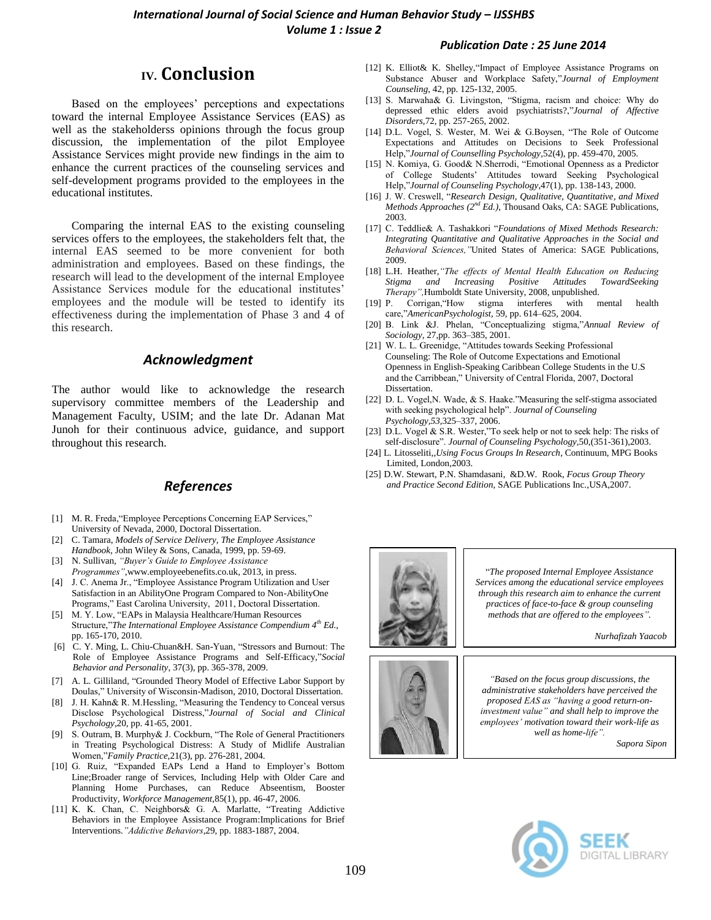## IV. Conclusion

Based on the employees' perceptions and expectations toward the internal Employee Assistance Services (EAS) as well as the stakeholderss opinions through the focus group discussion, the implementation of the pilot Employee Assistance Services might provide new findings in the aim to enhance the current practices of the counseling services and self-development programs provided to the employees in the educational institutes.

Comparing the internal EAS to the existing counseling services offers to the employees, the stakeholders felt that, the internal EAS seemed to be more convenient for both administration and employees. Based on these findings, the research will lead to the development of the internal Employee Assistance Services module for the educational institutes' employees and the module will be tested to identify its effectiveness during the implementation of Phase 3 and 4 of this research.

### Acknowledgment

The author would like to acknowledge the research supervisory committee members of the Leadership and Management Faculty, USIM; and the late Dr. Adanan Mat Junoh for their continuous advice, guidance, and support throughout this research.

### References

[1] M. R. Freda,"Employee Perceptions Concerning EAP Services," University of Nevada, 2000, Doctoral Dissertation.

[2] C. Tamara, *Models of Service Delivery, The Employee Assistance Handbook*, John Wiley & Sons, Canada, 1999, pp. 59-69.

[3] N. Sullivan, *"Buyer's Guide to Employee Assistance Programmes"*,www.employeebenefits.co.uk, 2013, in press.

[4] J. C. Anema Jr., "Employee Assistance Program Utilization and User Satisfaction in an AbilityOne Program Compared to Non-AbilityOne Programs," East Carolina University, 2011, Doctoral Dissertation.

[5] M. Y. Low, "EAPs in Malaysia Healthcare/Human Resources Structure,"*The International Employee Assistance Compendium 4th Ed.*, pp. 165-170, 2010.

[6] C. Y. Ming, L. Chiu-Chuan&H. San-Yuan, "Stressors and Burnout: The Role of Employee Assistance Programs and Self-Efficacy,"*Social Behavior and Personality*, 37(3), pp. 365-378, 2009.

[7] A. L. Gilliland, "Grounded Theory Model of Effective Labor Support by Doulas," University of Wisconsin-Madison, 2010, Doctoral Dissertation.

[8] J. H. Kahn& R. M.Hessling, "Measuring the Tendency to Conceal versus Disclose Psychological Distress,"*Journal of Social and Clinical Psychology*,20, pp. 41-65, 2001.

[9] S. Outram, B. Murphy& J. Cockburn, "The Role of General Practitioners in Treating Psychological Distress: A Study of Midlife Australian Women,"*Family Practice*,21(3), pp. 276-281, 2004.

[10] G. Ruiz, "Expanded EAPs Lend a Hand to Employer's Bottom Line;Broader range of Services, Including Help with Older Care and Planning Home Purchases, can Reduce Absentism, Booster Productivity, *Workforce Management*,85(1), pp. 46-47, 2006.

[11] K. K. Chan, C. Neighbors& G. A. Marlatte, "Treating Addictive Behaviors in the Employee Assistance Program:Implications for Brief Interventions.*"Addictive Behaviors*,29, pp. 1883-1887, 2004.

[12] K. Elliot& K. Shelley,"Impact of Employee Assistance Programs on Substance Abuser and Workplace Safety,"*Journal of Employment Counseling*, 42, pp. 125-132, 2005.

[13] S. Marwaha& G. Livingston, "Stigma, racism and choice: Why do depressed ethic elders avoid psychiatrists?,"*Journal of Affective Disorders*,72, pp. 257-265, 2002.

[14] D.L. Vogel, S. Wester, M. Wei & G.Boysen, "The Role of Outcome Expectations and Attitudes on Decisions to Seek Professional Help,"*Journal of Counselling Psychology*,52(4), pp. 459-470, 2005.

[15] N. Komiya, G. Good& N.Sherrodi, "Emotional Openness as a Predictor of College Students' Attitudes toward Seeking Psychological Help,"*Journal of Counseling Psychology*,47(1), pp. 138-143, 2000.

[16] J. W. Creswell, "*Research Design, Qualitative, Quantitative, and Mixed Methods Approaches (2nd Ed.)*, Thousand Oaks, CA: SAGE Publications, 2003.

[17] C. Teddlie& A. Tashakkori "*Foundations of Mixed Methods Research: Integrating Quantitative and Qualitative Approaches in the Social and Behavioral Sciences,"*United States of America: SAGE Publications, 2009.

[18] L.H. Heather,*"The effects of Mental Health Education on Reducing Stigma and Increasing Positive Attitudes TowardSeeking Therapy"*,Humboldt State University, 2008, unpublished.

[19] P. Corrigan,"How stigma interferes with mental health care,"*AmericanPsychologist*, 59, pp. 614–625, 2004.

[20] B. Link &J. Phelan, "Conceptualizing stigma,"*Annual Review of Sociology*, 27,pp. 363–385, 2001.

[21] W. L. L. Greenidge, "Attitudes towards Seeking Professional Counseling: The Role of Outcome Expectations and Emotional Openness in English-Speaking Caribbean College Students in the U.S and the Carribbean," University of Central Florida, 2007, Doctoral Dissertation.

[22] D. L. Vogel,N. Wade, & S. Haake."Measuring the self-stigma associated with seeking psychological help". *Journal of Counseling Psychology,53*,325–337, 2006.

[23] D.L. Vogel & S.R. Wester,"To seek help or not to seek help: The risks of self-disclosure". *Journal of Counseling Psychology*,50,(351-361),2003.

[24] L. Litosseliti,,*Using Focus Groups In Research*, Continuum, MPG Books Limited, London,2003.

[25] D.W. Stewart, P.N. Shamdasani, &D.W. Rook, *Focus Group Theory and Practice Second Edition*, SAGE Publications Inc.,USA,2007.

*"The proposed Internal Employee Assistance Services among the educational service employees through this research aim to enhance the current practices of face-to-face & group counseling methods that are offered to the employees".*

*Nurhafizah Yaacob*

*"Based on the focus group discussions, the administrative stakeholders have perceived the proposed EAS as "having a good return-on-investment value" and shall help to improve the employees' motivation toward their work-life as well as home-life".*

*Sapora Sipon*